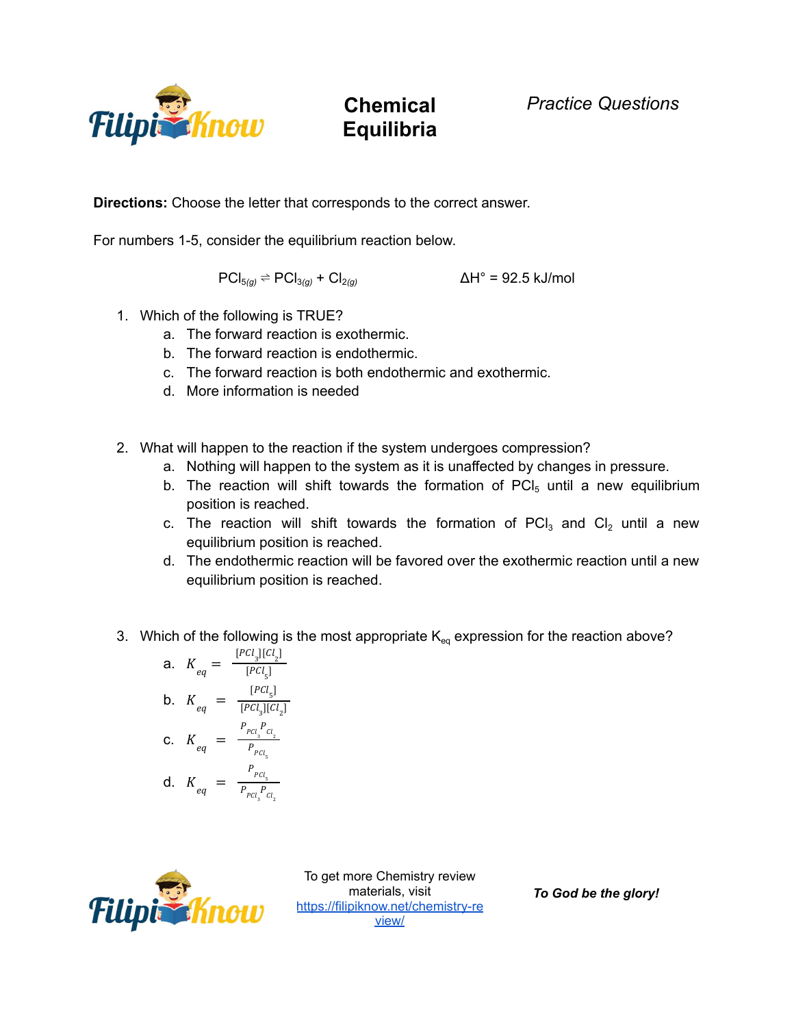# Chemical Equilibria

*Practice Questions*

**Directions:** Choose the letter that corresponds to the correct answer.

For numbers 1-5, consider the equilibrium reaction below.

$$PCl_{5(g)} \rightleftharpoons PCl_{3(g)} + Cl_{2(g)} \qquad \Delta H° = 92.5 \text{ kJ/mol}$$

1. Which of the following is TRUE?
   a. The forward reaction is exothermic.
   b. The forward reaction is endothermic.
   c. The forward reaction is both endothermic and exothermic.
   d. More information is needed

2. What will happen to the reaction if the system undergoes compression?
   a. Nothing will happen to the system as it is unaffected by changes in pressure.
   b. The reaction will shift towards the formation of $PCl_5$ until a new equilibrium position is reached.
   c. The reaction will shift towards the formation of $PCl_3$ and $Cl_2$ until a new equilibrium position is reached.
   d. The endothermic reaction will be favored over the exothermic reaction until a new equilibrium position is reached.

3. Which of the following is the most appropriate $K_{eq}$ expression for the reaction above?
   a. $K_{eq} = \frac{[PCl_3][Cl_2]}{[PCl_5]}$
   b. $K_{eq} = \frac{[PCl_5]}{[PCl_3][Cl_2]}$
   c. $K_{eq} = \frac{P_{PCl_3} P_{Cl_2}}{P_{PCl_5}}$
   d. $K_{eq} = \frac{P_{PCl_5}}{P_{PCl_3} P_{Cl_2}}$

To get more Chemistry review materials, visit https://filipiknow.net/chemistry-review/

*To God be the glory!*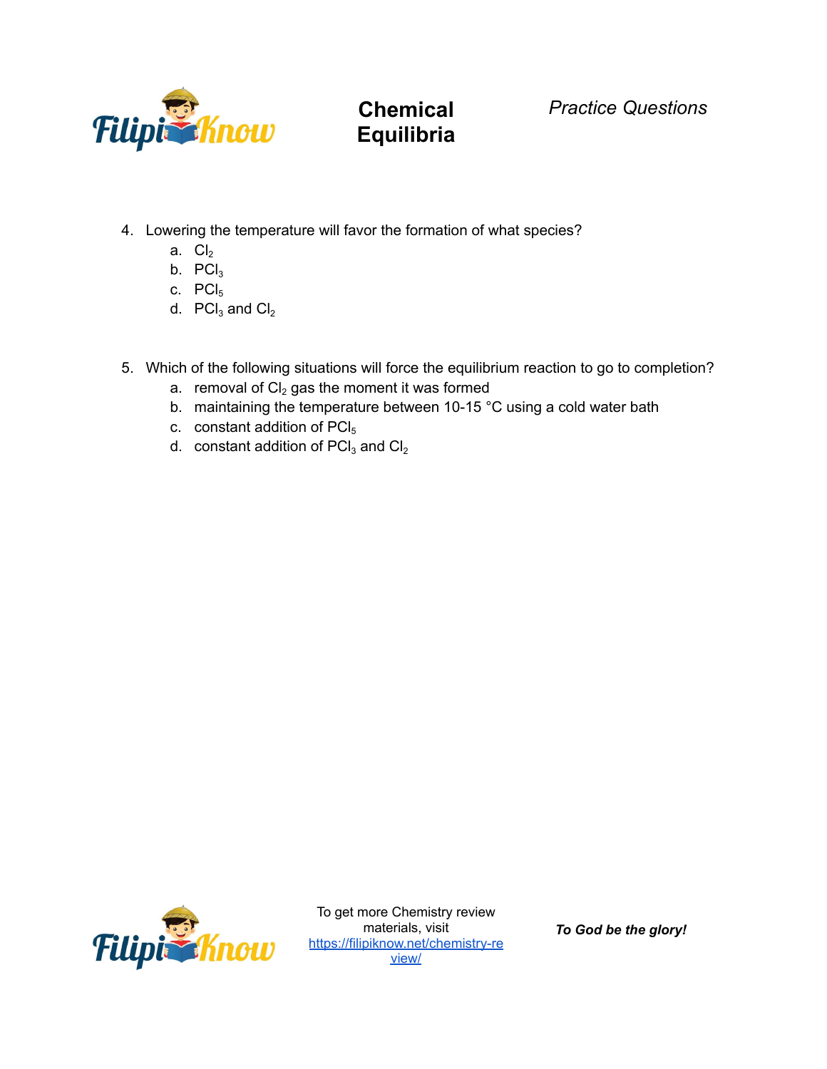4. Lowering the temperature will favor the formation of what species?
   a. $Cl_2$
   b. $PCl_3$
   c. $PCl_5$
   d. $PCl_3$ and $Cl_2$

5. Which of the following situations will force the equilibrium reaction to go to completion?
   a. removal of $Cl_2$ gas the moment it was formed
   b. maintaining the temperature between 10-15 °C using a cold water bath
   c. constant addition of $PCl_5$
   d. constant addition of $PCl_3$ and $Cl_2$